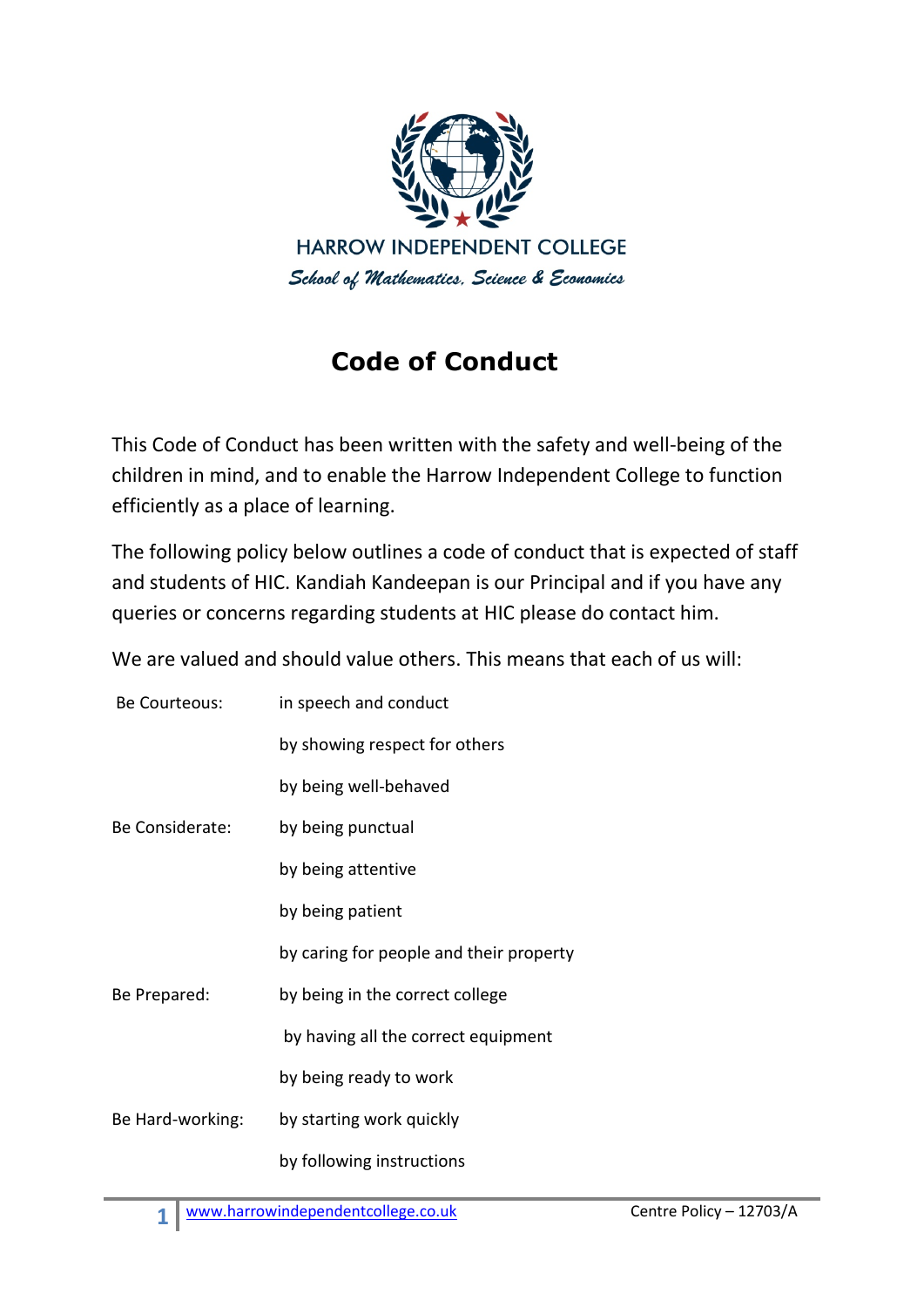HARROW INDEPENDENT COLLEGE

*School of Mathematics, Science & Economics*

# Code of Conduct

This Code of Conduct has been written with the safety and well-being of the children in mind, and to enable the Harrow Independent College to function efficiently as a place of learning.

The following policy below outlines a code of conduct that is expected of staff and students of HIC. Kandiah Kandeepan is our Principal and if you have any queries or concerns regarding students at HIC please do contact him.

We are valued and should value others. This means that each of us will:

| | |
|---|---|
| Be Courteous: | in speech and conduct |
| | by showing respect for others |
| | by being well-behaved |
| Be Considerate: | by being punctual |
| | by being attentive |
| | by being patient |
| | by caring for people and their property |
| Be Prepared: | by being in the correct college |
| | by having all the correct equipment |
| | by being ready to work |
| Be Hard-working: | by starting work quickly |
| | by following instructions |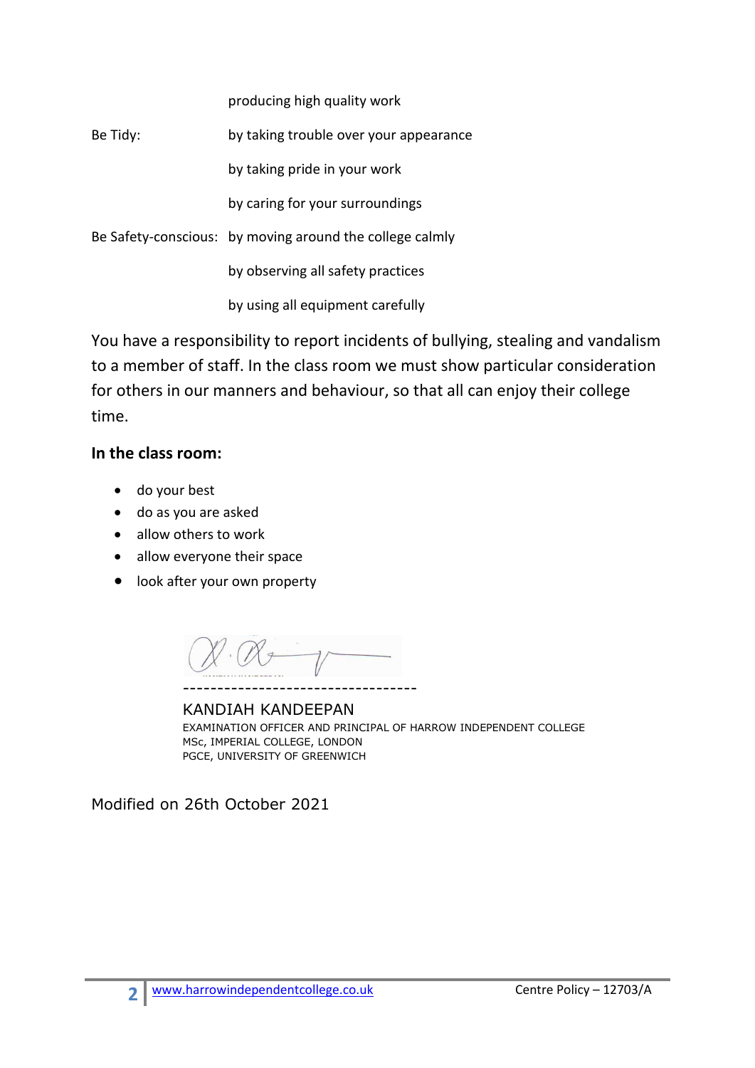| | |
|---|---|
| | producing high quality work |
| Be Tidy: | by taking trouble over your appearance |
| | by taking pride in your work |
| | by caring for your surroundings |
| Be Safety-conscious: | by moving around the college calmly |
| | by observing all safety practices |
| | by using all equipment carefully |

You have a responsibility to report incidents of bullying, stealing and vandalism to a member of staff. In the class room we must show particular consideration for others in our manners and behaviour, so that all can enjoy their college time.

**In the class room:**

- do your best
- do as you are asked
- allow others to work
- allow everyone their space
- look after your own property

----------------------------------

KANDIAH KANDEEPAN
EXAMINATION OFFICER AND PRINCIPAL OF HARROW INDEPENDENT COLLEGE
MSc, IMPERIAL COLLEGE, LONDON
PGCE, UNIVERSITY OF GREENWICH

Modified on 26th October 2021